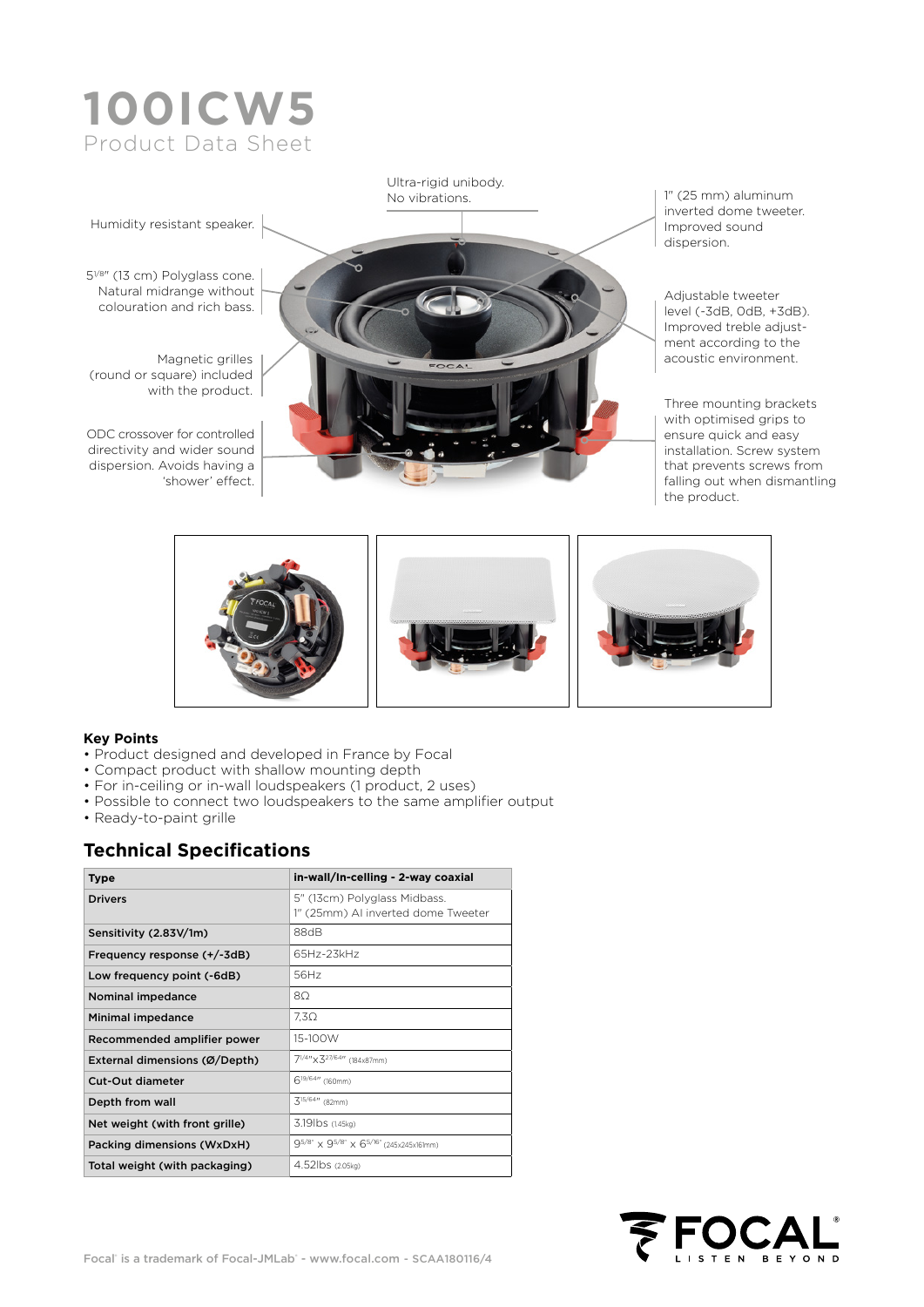# 100ICW5

## Product Data Sheet

Humidity resistant speaker.

5[1/8]" (13 cm) Polyglass cone. Natural midrange without colouration and rich bass.

Magnetic grilles (round or square) included with the product.

ODC crossover for controlled directivity and wider sound dispersion. Avoids having a 'shower' effect.

Ultra-rigid unibody. No vibrations.

1" (25 mm) aluminum inverted dome tweeter. Improved sound dispersion.

Adjustable tweeter level (-3dB, 0dB, +3dB). Improved treble adjustment according to the acoustic environment.

Three mounting brackets with optimised grips to ensure quick and easy installation. Screw system that prevents screws from falling out when dismantling the product.

**Key Points**

- Product designed and developed in France by Focal
- Compact product with shallow mounting depth
- For in-ceiling or in-wall loudspeakers (1 product, 2 uses)
- Possible to connect two loudspeakers to the same amplifier output
- Ready-to-paint grille

## Technical Specifications

| Type | in-wall/in-celling - 2-way coaxial |
|---|---|
| Drivers | 5" (13cm) Polyglass Midbass. 1" (25mm) Al inverted dome Tweeter |
| Sensitivity (2.83V/1m) | 88dB |
| Frequency response (+/-3dB) | 65Hz-23kHz |
| Low frequency point (-6dB) | 56Hz |
| Nominal impedance | 8Ω |
| Minimal impedance | 7,3Ω |
| Recommended amplifier power | 15-100W |
| External dimensions (Ø/Depth) | 7[1/4]"x3[27/64]" (184x87mm) |
| Cut-Out diameter | 6[19/64]" (160mm) |
| Depth from wall | 3[15/64]" (82mm) |
| Net weight (with front grille) | 3.19lbs (1.45kg) |
| Packing dimensions (WxDxH) | 9[5/8]" x 9[5/8]" x 6[5/16]" (245x245x161mm) |
| Total weight (with packaging) | 4.52lbs (2.05kg) |

Focal® is a trademark of Focal-JMLab® - www.focal.com - SCAA180116/4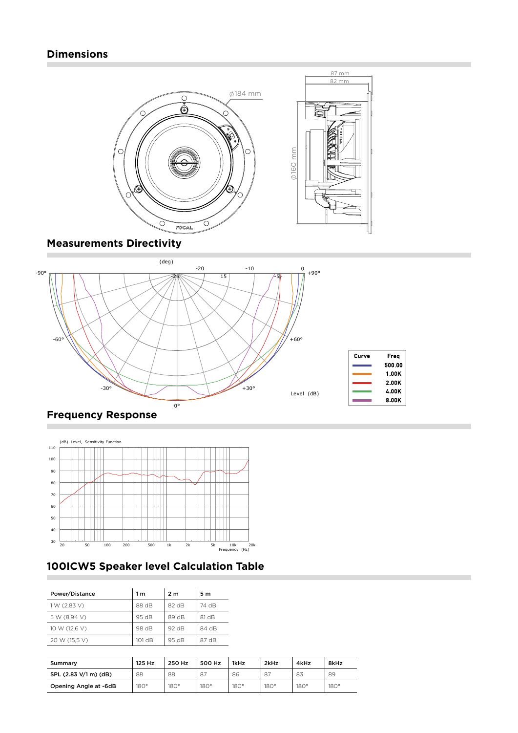## Dimensions

87 mm

82 mm

⌀184 mm

⌀160 mm

FOCAL

## Measurements Directivity

(deg)

-20

-10

0

-90°

+90°

25

15

5

-60°

+60°

-30°

+30°

0°

Level (dB)

| Curve | Freq |
|---|---|
| | 500.00 |
| | 1.00K |
| | 2.00K |
| | 4.00K |
| | 8.00K |

## Frequency Response

(dB) Level, Sensitivity Function

110
100
90
80
70
60
50
40
30

20 50 100 200 500 1k 2k 5k 10k 20k

Frequency (Hz)

## 100ICW5 Speaker level Calculation Table

| Power/Distance | 1 m | 2 m | 5 m |
|---|---|---|---|
| 1 W (2,83 V) | 88 dB | 82 dB | 74 dB |
| 5 W (8,94 V) | 95 dB | 89 dB | 81 dB |
| 10 W (12,6 V) | 98 dB | 92 dB | 84 dB |
| 20 W (15,5 V) | 101 dB | 95 dB | 87 dB |

| Summary | 125 Hz | 250 Hz | 500 Hz | 1kHz | 2kHz | 4kHz | 8kHz |
|---|---|---|---|---|---|---|---|
| SPL (2.83 V/1 m) (dB) | 88 | 88 | 87 | 86 | 87 | 83 | 89 |
| Opening Angle at -6dB | 180° | 180° | 180° | 180° | 180° | 180° | 180° |